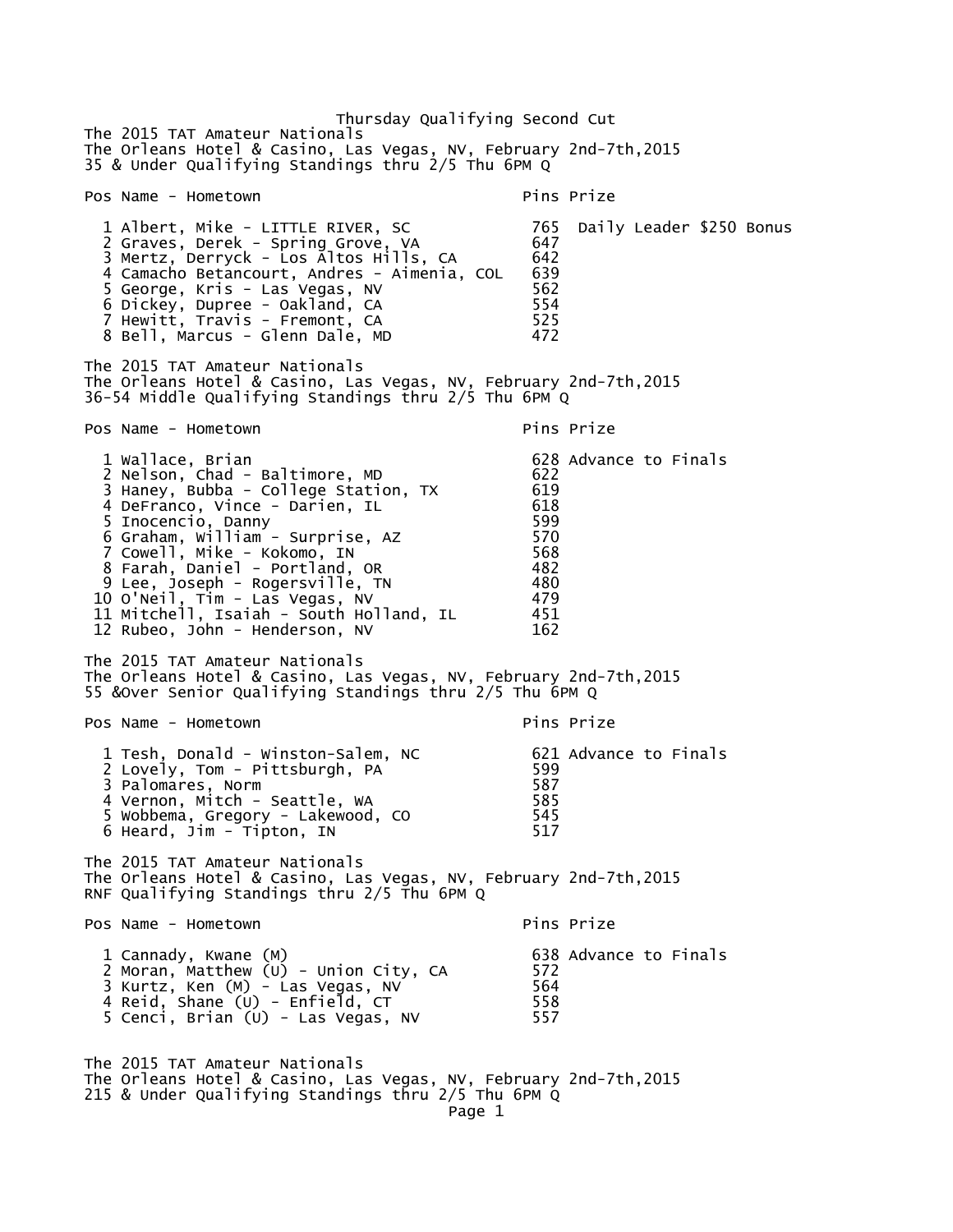# Thursday Qualifying Second Cut

The 2015 TAT Amateur Nationals
The Orleans Hotel & Casino, Las Vegas, NV, February 2nd-7th,2015
35 & Under Qualifying Standings thru 2/5 Thu 6PM Q

| Pos | Name - Hometown | Pins | Prize |
|---|---|---|---|
| 1 | Albert, Mike - LITTLE RIVER, SC | 765 | Daily Leader $250 Bonus |
| 2 | Graves, Derek - Spring Grove, VA | 647 | |
| 3 | Mertz, Derryck - Los Altos Hills, CA | 642 | |
| 4 | Camacho Betancourt, Andres - Aimenia, COL | 639 | |
| 5 | George, Kris - Las Vegas, NV | 562 | |
| 6 | Dickey, Dupree - Oakland, CA | 554 | |
| 7 | Hewitt, Travis - Fremont, CA | 525 | |
| 8 | Bell, Marcus - Glenn Dale, MD | 472 | |

The 2015 TAT Amateur Nationals
The Orleans Hotel & Casino, Las Vegas, NV, February 2nd-7th,2015
36-54 Middle Qualifying Standings thru 2/5 Thu 6PM Q

| Pos | Name - Hometown | Pins | Prize |
|---|---|---|---|
| 1 | Wallace, Brian | 628 | Advance to Finals |
| 2 | Nelson, Chad - Baltimore, MD | 622 | |
| 3 | Haney, Bubba - College Station, TX | 619 | |
| 4 | DeFranco, Vince - Darien, IL | 618 | |
| 5 | Inocencio, Danny | 599 | |
| 6 | Graham, William - Surprise, AZ | 570 | |
| 7 | Cowell, Mike - Kokomo, IN | 568 | |
| 8 | Farah, Daniel - Portland, OR | 482 | |
| 9 | Lee, Joseph - Rogersville, TN | 480 | |
| 10 | O'Neil, Tim - Las Vegas, NV | 479 | |
| 11 | Mitchell, Isaiah - South Holland, IL | 451 | |
| 12 | Rubeo, John - Henderson, NV | 162 | |

The 2015 TAT Amateur Nationals
The Orleans Hotel & Casino, Las Vegas, NV, February 2nd-7th,2015
55 &Over Senior Qualifying Standings thru 2/5 Thu 6PM Q

| Pos | Name - Hometown | Pins | Prize |
|---|---|---|---|
| 1 | Tesh, Donald - Winston-Salem, NC | 621 | Advance to Finals |
| 2 | Lovely, Tom - Pittsburgh, PA | 599 | |
| 3 | Palomares, Norm | 587 | |
| 4 | Vernon, Mitch - Seattle, WA | 585 | |
| 5 | Wobbema, Gregory - Lakewood, CO | 545 | |
| 6 | Heard, Jim - Tipton, IN | 517 | |

The 2015 TAT Amateur Nationals
The Orleans Hotel & Casino, Las Vegas, NV, February 2nd-7th,2015
RNF Qualifying Standings thru 2/5 Thu 6PM Q

| Pos | Name - Hometown | Pins | Prize |
|---|---|---|---|
| 1 | Cannady, Kwane (M) | 638 | Advance to Finals |
| 2 | Moran, Matthew (U) - Union City, CA | 572 | |
| 3 | Kurtz, Ken (M) - Las Vegas, NV | 564 | |
| 4 | Reid, Shane (U) - Enfield, CT | 558 | |
| 5 | Cenci, Brian (U) - Las Vegas, NV | 557 | |

The 2015 TAT Amateur Nationals
The Orleans Hotel & Casino, Las Vegas, NV, February 2nd-7th,2015
215 & Under Qualifying Standings thru 2/5 Thu 6PM Q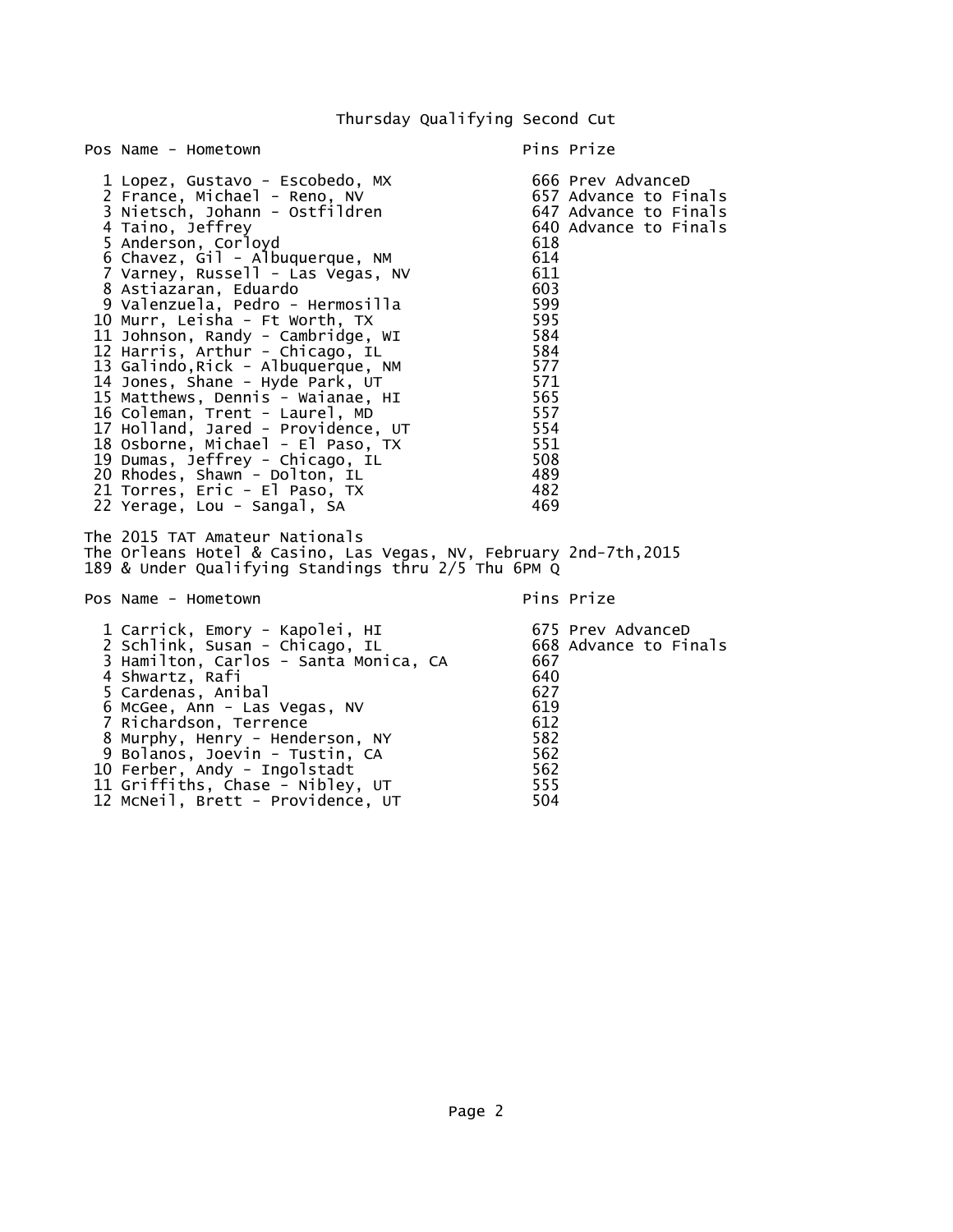## Thursday Qualifying Second Cut

| Pos | Name - Hometown | Pins | Prize |
|---|---|---|---|
| 1 | Lopez, Gustavo - Escobedo, MX | 666 | Prev AdvanceD |
| 2 | France, Michael - Reno, NV | 657 | Advance to Finals |
| 3 | Nietsch, Johann - Ostfildren | 647 | Advance to Finals |
| 4 | Taino, Jeffrey | 640 | Advance to Finals |
| 5 | Anderson, Corloyd | 618 | |
| 6 | Chavez, Gil - Albuquerque, NM | 614 | |
| 7 | Varney, Russell - Las Vegas, NV | 611 | |
| 8 | Astiazaran, Eduardo | 603 | |
| 9 | Valenzuela, Pedro - Hermosilla | 599 | |
| 10 | Murr, Leisha - Ft Worth, TX | 595 | |
| 11 | Johnson, Randy - Cambridge, WI | 584 | |
| 12 | Harris, Arthur - Chicago, IL | 584 | |
| 13 | Galindo,Rick - Albuquerque, NM | 577 | |
| 14 | Jones, Shane - Hyde Park, UT | 571 | |
| 15 | Matthews, Dennis - Waianae, HI | 565 | |
| 16 | Coleman, Trent - Laurel, MD | 557 | |
| 17 | Holland, Jared - Providence, UT | 554 | |
| 18 | Osborne, Michael - El Paso, TX | 551 | |
| 19 | Dumas, Jeffrey - Chicago, IL | 508 | |
| 20 | Rhodes, Shawn - Dolton, IL | 489 | |
| 21 | Torres, Eric - El Paso, TX | 482 | |
| 22 | Yerage, Lou - Sangal, SA | 469 | |

The 2015 TAT Amateur Nationals
The Orleans Hotel & Casino, Las Vegas, NV, February 2nd-7th,2015
189 & Under Qualifying Standings thru 2/5 Thu 6PM Q

| Pos | Name - Hometown | Pins | Prize |
|---|---|---|---|
| 1 | Carrick, Emory - Kapolei, HI | 675 | Prev AdvanceD |
| 2 | Schlink, Susan - Chicago, IL | 668 | Advance to Finals |
| 3 | Hamilton, Carlos - Santa Monica, CA | 667 | |
| 4 | Shwartz, Rafi | 640 | |
| 5 | Cardenas, Anibal | 627 | |
| 6 | McGee, Ann - Las Vegas, NV | 619 | |
| 7 | Richardson, Terrence | 612 | |
| 8 | Murphy, Henry - Henderson, NY | 582 | |
| 9 | Bolanos, Joevin - Tustin, CA | 562 | |
| 10 | Ferber, Andy - Ingolstadt | 562 | |
| 11 | Griffiths, Chase - Nibley, UT | 555 | |
| 12 | McNeil, Brett - Providence, UT | 504 | |